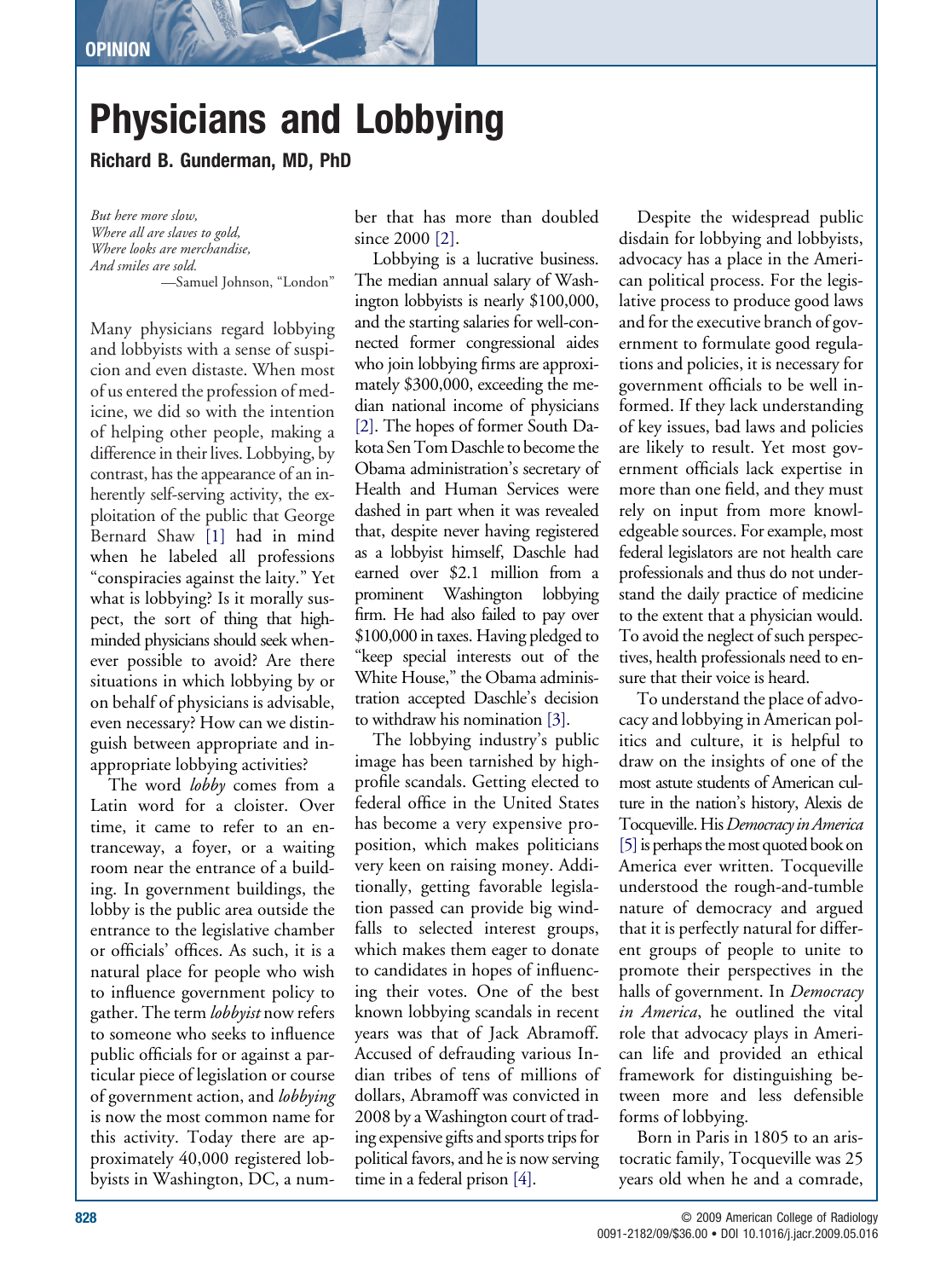OPINION

# Physicians and Lobbying

**Richard B. Gunderman, MD, PhD**

*But here more slow,*
*Where all are slaves to gold,*
*Where looks are merchandise,*
*And smiles are sold.*

—Samuel Johnson, "London"

Many physicians regard lobbying and lobbyists with a sense of suspicion and even distaste. When most of us entered the profession of medicine, we did so with the intention of helping other people, making a difference in their lives. Lobbying, by contrast, has the appearance of an inherently self-serving activity, the exploitation of the public that George Bernard Shaw [1] had in mind when he labeled all professions "conspiracies against the laity." Yet what is lobbying? Is it morally suspect, the sort of thing that high-minded physicians should seek whenever possible to avoid? Are there situations in which lobbying by or on behalf of physicians is advisable, even necessary? How can we distinguish between appropriate and inappropriate lobbying activities?

The word *lobby* comes from a Latin word for a cloister. Over time, it came to refer to an entranceway, a foyer, or a waiting room near the entrance of a building. In government buildings, the lobby is the public area outside the entrance to the legislative chamber or officials' offices. As such, it is a natural place for people who wish to influence government policy to gather. The term *lobbyist* now refers to someone who seeks to influence public officials for or against a particular piece of legislation or course of government action, and *lobbying* is now the most common name for this activity. Today there are approximately 40,000 registered lobbyists in Washington, DC, a number that has more than doubled since 2000 [2].

Lobbying is a lucrative business. The median annual salary of Washington lobbyists is nearly $100,000, and the starting salaries for well-connected former congressional aides who join lobbying firms are approximately $300,000, exceeding the median national income of physicians [2]. The hopes of former South Dakota Sen Tom Daschle to become the Obama administration's secretary of Health and Human Services were dashed in part when it was revealed that, despite never having registered as a lobbyist himself, Daschle had earned over $2.1 million from a prominent Washington lobbying firm. He had also failed to pay over $100,000 in taxes. Having pledged to "keep special interests out of the White House," the Obama administration accepted Daschle's decision to withdraw his nomination [3].

The lobbying industry's public image has been tarnished by high-profile scandals. Getting elected to federal office in the United States has become a very expensive proposition, which makes politicians very keen on raising money. Additionally, getting favorable legislation passed can provide big windfalls to selected interest groups, which makes them eager to donate to candidates in hopes of influencing their votes. One of the best known lobbying scandals in recent years was that of Jack Abramoff. Accused of defrauding various Indian tribes of tens of millions of dollars, Abramoff was convicted in 2008 by a Washington court of trading expensive gifts and sports trips for political favors, and he is now serving time in a federal prison [4].

Despite the widespread public disdain for lobbying and lobbyists, advocacy has a place in the American political process. For the legislative process to produce good laws and for the executive branch of government to formulate good regulations and policies, it is necessary for government officials to be well informed. If they lack understanding of key issues, bad laws and policies are likely to result. Yet most government officials lack expertise in more than one field, and they must rely on input from more knowledgeable sources. For example, most federal legislators are not health care professionals and thus do not understand the daily practice of medicine to the extent that a physician would. To avoid the neglect of such perspectives, health professionals need to ensure that their voice is heard.

To understand the place of advocacy and lobbying in American politics and culture, it is helpful to draw on the insights of one of the most astute students of American culture in the nation's history, Alexis de Tocqueville. His *Democracy in America* [5] is perhaps the most quoted book on America ever written. Tocqueville understood the rough-and-tumble nature of democracy and argued that it is perfectly natural for different groups of people to unite to promote their perspectives in the halls of government. In *Democracy in America*, he outlined the vital role that advocacy plays in American life and provided an ethical framework for distinguishing between more and less defensible forms of lobbying.

Born in Paris in 1805 to an aristocratic family, Tocqueville was 25 years old when he and a comrade,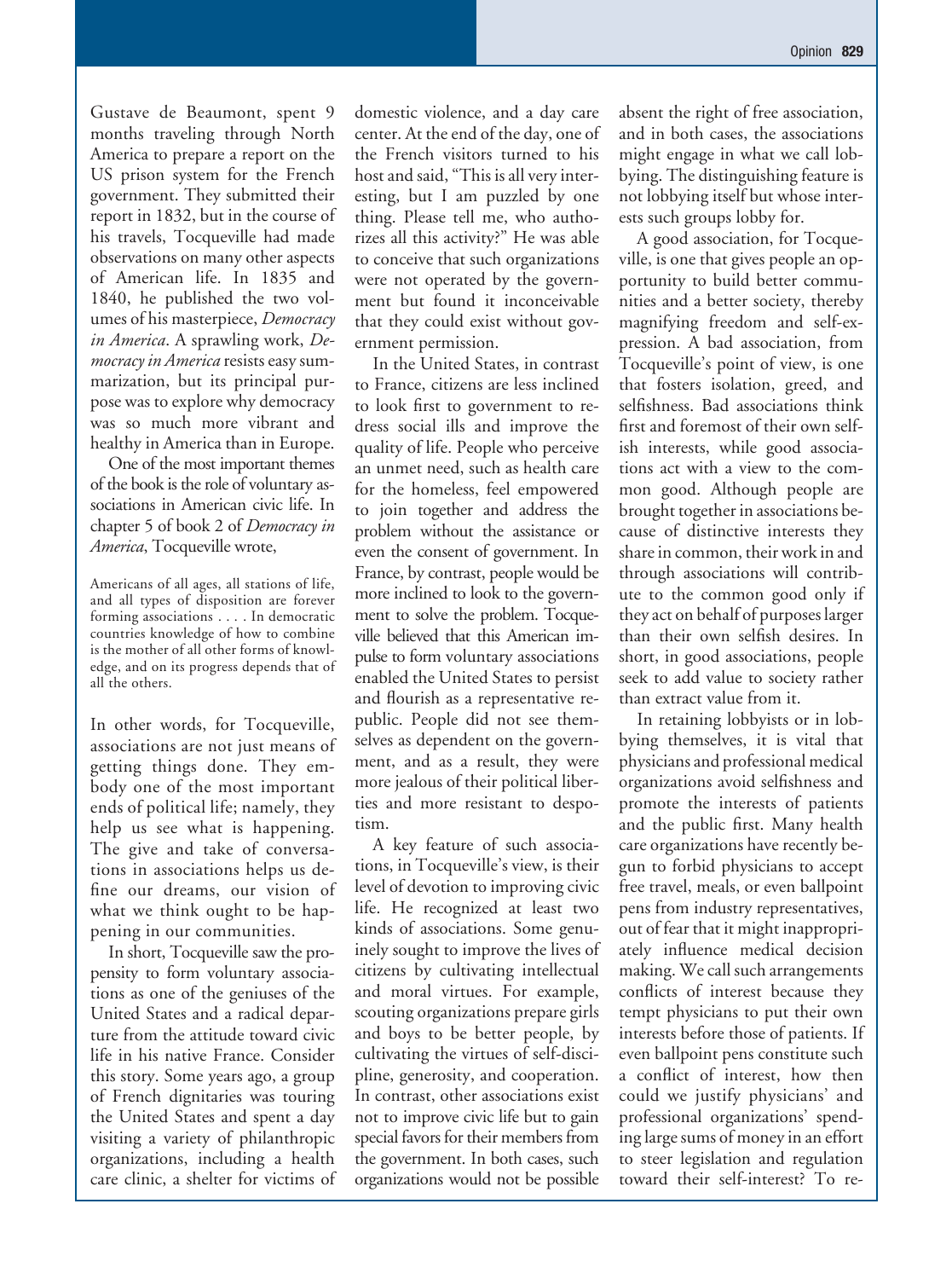Gustave de Beaumont, spent 9 months traveling through North America to prepare a report on the US prison system for the French government. They submitted their report in 1832, but in the course of his travels, Tocqueville had made observations on many other aspects of American life. In 1835 and 1840, he published the two volumes of his masterpiece, *Democracy in America*. A sprawling work, *Democracy in America* resists easy summarization, but its principal purpose was to explore why democracy was so much more vibrant and healthy in America than in Europe.

One of the most important themes of the book is the role of voluntary associations in American civic life. In chapter 5 of book 2 of *Democracy in America*, Tocqueville wrote,

> Americans of all ages, all stations of life, and all types of disposition are forever forming associations . . . . In democratic countries knowledge of how to combine is the mother of all other forms of knowledge, and on its progress depends that of all the others.

In other words, for Tocqueville, associations are not just means of getting things done. They embody one of the most important ends of political life; namely, they help us see what is happening. The give and take of conversations in associations helps us define our dreams, our vision of what we think ought to be happening in our communities.

In short, Tocqueville saw the propensity to form voluntary associations as one of the geniuses of the United States and a radical departure from the attitude toward civic life in his native France. Consider this story. Some years ago, a group of French dignitaries was touring the United States and spent a day visiting a variety of philanthropic organizations, including a health care clinic, a shelter for victims of domestic violence, and a day care center. At the end of the day, one of the French visitors turned to his host and said, "This is all very interesting, but I am puzzled by one thing. Please tell me, who authorizes all this activity?" He was able to conceive that such organizations were not operated by the government but found it inconceivable that they could exist without government permission.

In the United States, in contrast to France, citizens are less inclined to look first to government to redress social ills and improve the quality of life. People who perceive an unmet need, such as health care for the homeless, feel empowered to join together and address the problem without the assistance or even the consent of government. In France, by contrast, people would be more inclined to look to the government to solve the problem. Tocqueville believed that this American impulse to form voluntary associations enabled the United States to persist and flourish as a representative republic. People did not see themselves as dependent on the government, and as a result, they were more jealous of their political liberties and more resistant to despotism.

A key feature of such associations, in Tocqueville's view, is their level of devotion to improving civic life. He recognized at least two kinds of associations. Some genuinely sought to improve the lives of citizens by cultivating intellectual and moral virtues. For example, scouting organizations prepare girls and boys to be better people, by cultivating the virtues of self-discipline, generosity, and cooperation. In contrast, other associations exist not to improve civic life but to gain special favors for their members from the government. In both cases, such organizations would not be possible absent the right of free association, and in both cases, the associations might engage in what we call lobbying. The distinguishing feature is not lobbying itself but whose interests such groups lobby for.

A good association, for Tocqueville, is one that gives people an opportunity to build better communities and a better society, thereby magnifying freedom and self-expression. A bad association, from Tocqueville's point of view, is one that fosters isolation, greed, and selfishness. Bad associations think first and foremost of their own selfish interests, while good associations act with a view to the common good. Although people are brought together in associations because of distinctive interests they share in common, their work in and through associations will contribute to the common good only if they act on behalf of purposes larger than their own selfish desires. In short, in good associations, people seek to add value to society rather than extract value from it.

In retaining lobbyists or in lobbying themselves, it is vital that physicians and professional medical organizations avoid selfishness and promote the interests of patients and the public first. Many health care organizations have recently begun to forbid physicians to accept free travel, meals, or even ballpoint pens from industry representatives, out of fear that it might inappropriately influence medical decision making. We call such arrangements conflicts of interest because they tempt physicians to put their own interests before those of patients. If even ballpoint pens constitute such a conflict of interest, how then could we justify physicians' and professional organizations' spending large sums of money in an effort to steer legislation and regulation toward their self-interest? To re-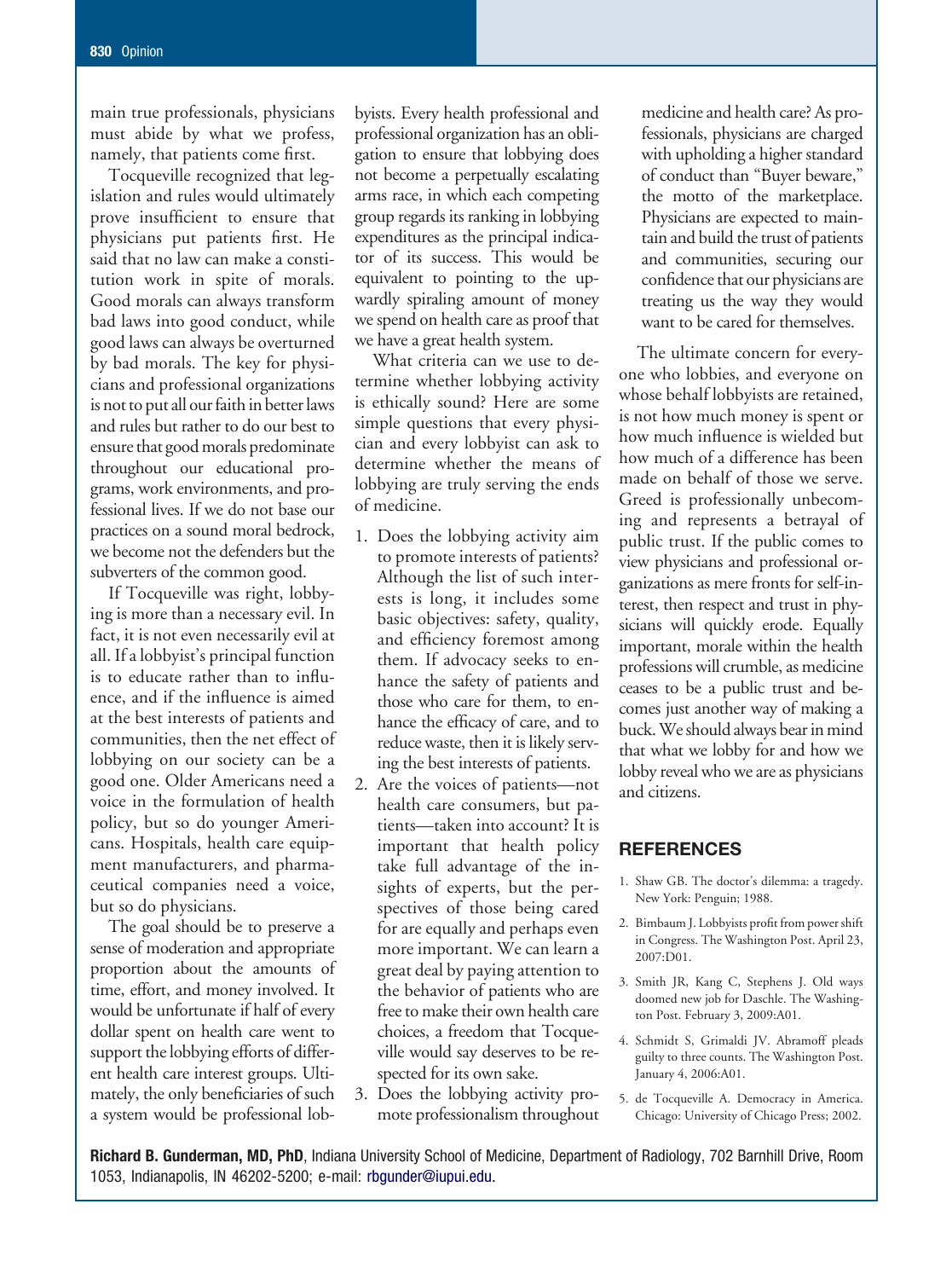main true professionals, physicians must abide by what we profess, namely, that patients come first.

Tocqueville recognized that legislation and rules would ultimately prove insufficient to ensure that physicians put patients first. He said that no law can make a constitution work in spite of morals. Good morals can always transform bad laws into good conduct, while good laws can always be overturned by bad morals. The key for physicians and professional organizations is not to put all our faith in better laws and rules but rather to do our best to ensure that good morals predominate throughout our educational programs, work environments, and professional lives. If we do not base our practices on a sound moral bedrock, we become not the defenders but the subverters of the common good.

If Tocqueville was right, lobbying is more than a necessary evil. In fact, it is not even necessarily evil at all. If a lobbyist's principal function is to educate rather than to influence, and if the influence is aimed at the best interests of patients and communities, then the net effect of lobbying on our society can be a good one. Older Americans need a voice in the formulation of health policy, but so do younger Americans. Hospitals, health care equipment manufacturers, and pharmaceutical companies need a voice, but so do physicians.

The goal should be to preserve a sense of moderation and appropriate proportion about the amounts of time, effort, and money involved. It would be unfortunate if half of every dollar spent on health care went to support the lobbying efforts of different health care interest groups. Ultimately, the only beneficiaries of such a system would be professional lobbyists. Every health professional and professional organization has an obligation to ensure that lobbying does not become a perpetually escalating arms race, in which each competing group regards its ranking in lobbying expenditures as the principal indicator of its success. This would be equivalent to pointing to the upwardly spiraling amount of money we spend on health care as proof that we have a great health system.

What criteria can we use to determine whether lobbying activity is ethically sound? Here are some simple questions that every physician and every lobbyist can ask to determine whether the means of lobbying are truly serving the ends of medicine.

1. Does the lobbying activity aim to promote interests of patients? Although the list of such interests is long, it includes some basic objectives: safety, quality, and efficiency foremost among them. If advocacy seeks to enhance the safety of patients and those who care for them, to enhance the efficacy of care, and to reduce waste, then it is likely serving the best interests of patients.
2. Are the voices of patients—not health care consumers, but patients—taken into account? It is important that health policy take full advantage of the insights of experts, but the perspectives of those being cared for are equally and perhaps even more important. We can learn a great deal by paying attention to the behavior of patients who are free to make their own health care choices, a freedom that Tocqueville would say deserves to be respected for its own sake.
3. Does the lobbying activity promote professionalism throughout medicine and health care? As professionals, physicians are charged with upholding a higher standard of conduct than "Buyer beware," the motto of the marketplace. Physicians are expected to maintain and build the trust of patients and communities, securing our confidence that our physicians are treating us the way they would want to be cared for themselves.

The ultimate concern for everyone who lobbies, and everyone on whose behalf lobbyists are retained, is not how much money is spent or how much influence is wielded but how much of a difference has been made on behalf of those we serve. Greed is professionally unbecoming and represents a betrayal of public trust. If the public comes to view physicians and professional organizations as mere fronts for self-interest, then respect and trust in physicians will quickly erode. Equally important, morale within the health professions will crumble, as medicine ceases to be a public trust and becomes just another way of making a buck. We should always bear in mind that what we lobby for and how we lobby reveal who we are as physicians and citizens.

## REFERENCES

1. Shaw GB. The doctor's dilemma: a tragedy. New York: Penguin; 1988.
2. Bimbaum J. Lobbyists profit from power shift in Congress. The Washington Post. April 23, 2007:D01.
3. Smith JR, Kang C, Stephens J. Old ways doomed new job for Daschle. The Washington Post. February 3, 2009:A01.
4. Schmidt S, Grimaldi JV. Abramoff pleads guilty to three counts. The Washington Post. January 4, 2006:A01.
5. de Tocqueville A. Democracy in America. Chicago: University of Chicago Press; 2002.

**Richard B. Gunderman, MD, PhD**, Indiana University School of Medicine, Department of Radiology, 702 Barnhill Drive, Room 1053, Indianapolis, IN 46202-5200; e-mail: rbgunder@iupui.edu.